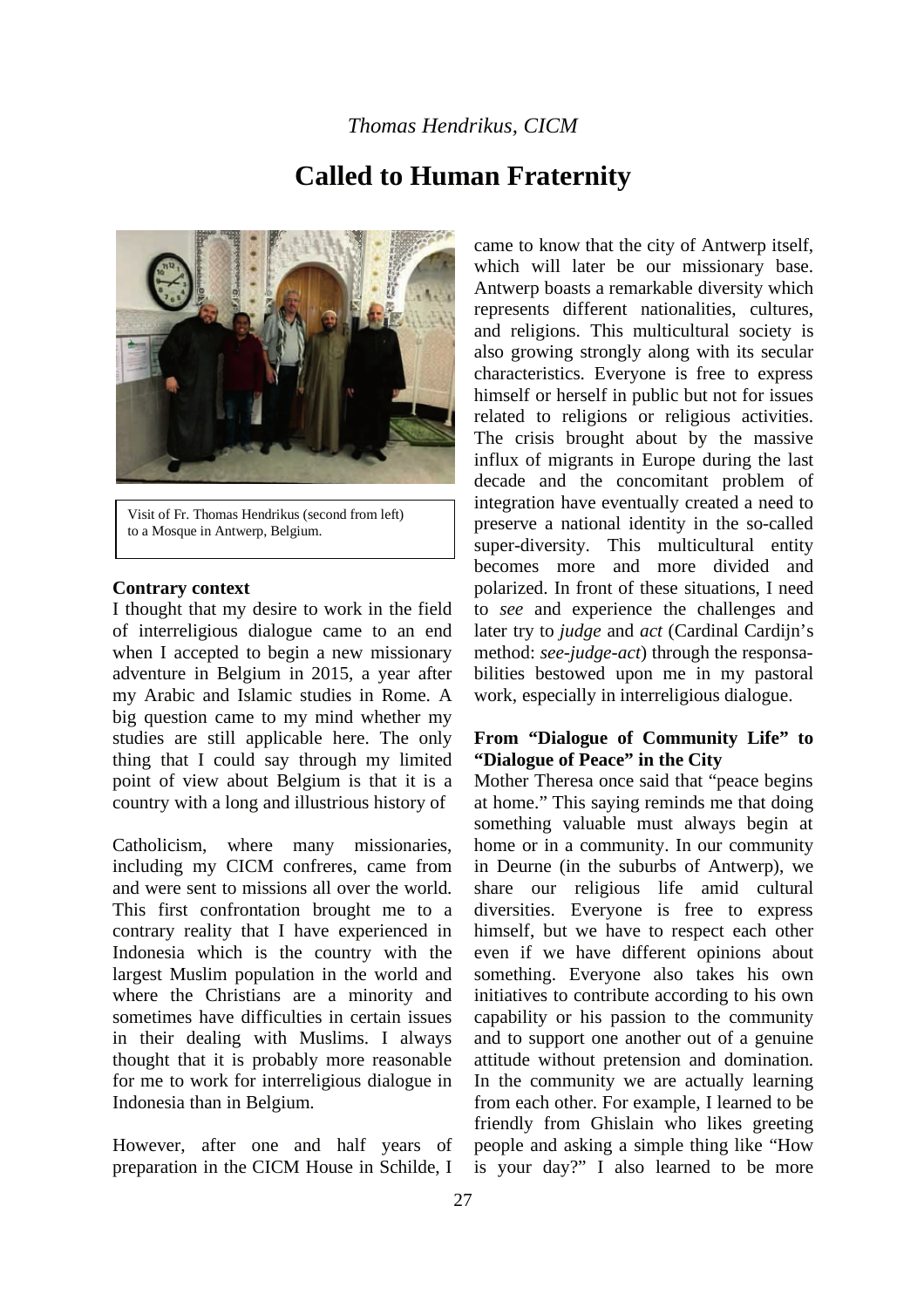*Thomas Hendrikus, CICM*

# Called to Human Fraternity

Visit of Fr. Thomas Hendrikus (second from left) to a Mosque in Antwerp, Belgium.

**Contrary context**

I thought that my desire to work in the field of interreligious dialogue came to an end when I accepted to begin a new missionary adventure in Belgium in 2015, a year after my Arabic and Islamic studies in Rome. A big question came to my mind whether my studies are still applicable here. The only thing that I could say through my limited point of view about Belgium is that it is a country with a long and illustrious history of Catholicism, where many missionaries, including my CICM confreres, came from and were sent to missions all over the world. This first confrontation brought me to a contrary reality that I have experienced in Indonesia which is the country with the largest Muslim population in the world and where the Christians are a minority and sometimes have difficulties in certain issues in their dealing with Muslims. I always thought that it is probably more reasonable for me to work for interreligious dialogue in Indonesia than in Belgium.

However, after one and half years of preparation in the CICM House in Schilde, I came to know that the city of Antwerp itself, which will later be our missionary base. Antwerp boasts a remarkable diversity which represents different nationalities, cultures, and religions. This multicultural society is also growing strongly along with its secular characteristics. Everyone is free to express himself or herself in public but not for issues related to religions or religious activities. The crisis brought about by the massive influx of migrants in Europe during the last decade and the concomitant problem of integration have eventually created a need to preserve a national identity in the so-called super-diversity. This multicultural entity becomes more and more divided and polarized. In front of these situations, I need to *see* and experience the challenges and later try to *judge* and *act* (Cardinal Cardijn's method: *see-judge-act*) through the responsabilities bestowed upon me in my pastoral work, especially in interreligious dialogue.

**From "Dialogue of Community Life" to "Dialogue of Peace" in the City**

Mother Theresa once said that "peace begins at home." This saying reminds me that doing something valuable must always begin at home or in a community. In our community in Deurne (in the suburbs of Antwerp), we share our religious life amid cultural diversities. Everyone is free to express himself, but we have to respect each other even if we have different opinions about something. Everyone also takes his own initiatives to contribute according to his own capability or his passion to the community and to support one another out of a genuine attitude without pretension and domination. In the community we are actually learning from each other. For example, I learned to be friendly from Ghislain who likes greeting people and asking a simple thing like "How is your day?" I also learned to be more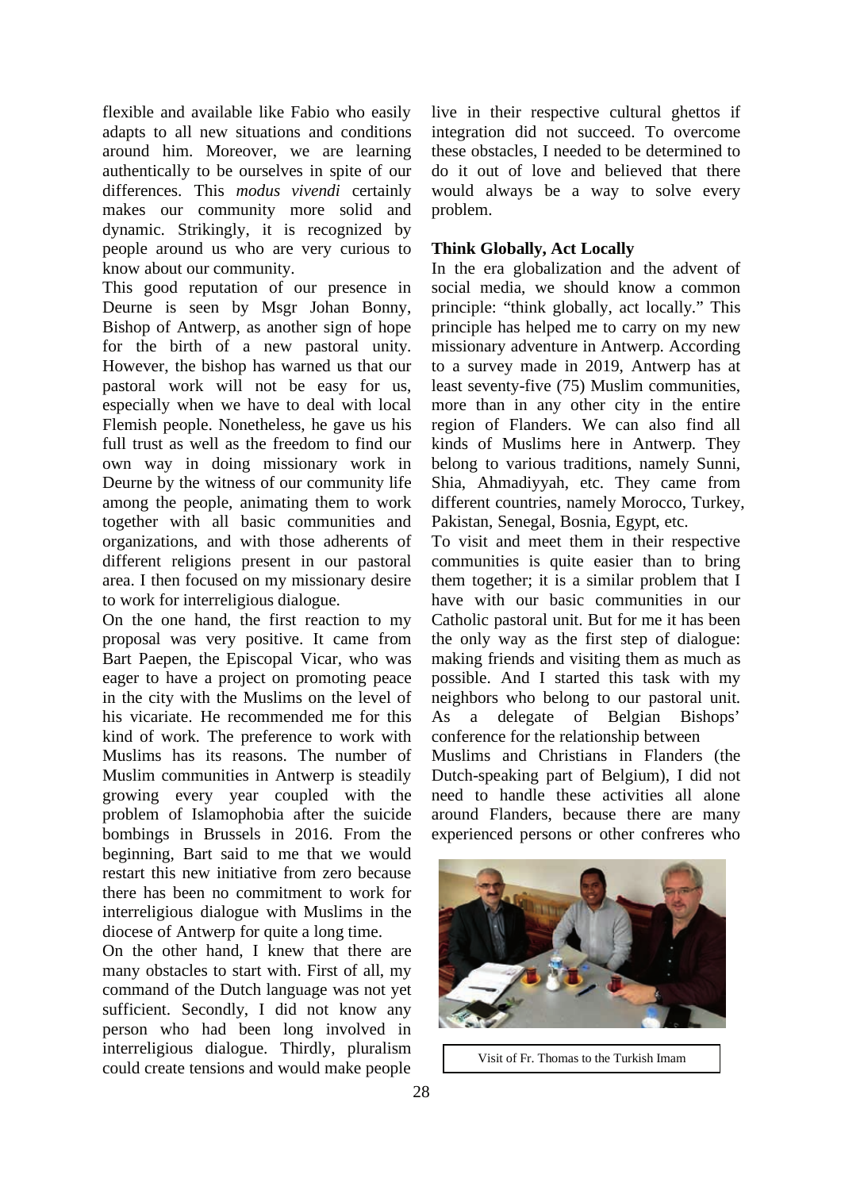flexible and available like Fabio who easily adapts to all new situations and conditions around him. Moreover, we are learning authentically to be ourselves in spite of our differences. This *modus vivendi* certainly makes our community more solid and dynamic. Strikingly, it is recognized by people around us who are very curious to know about our community.

This good reputation of our presence in Deurne is seen by Msgr Johan Bonny, Bishop of Antwerp, as another sign of hope for the birth of a new pastoral unity. However, the bishop has warned us that our pastoral work will not be easy for us, especially when we have to deal with local Flemish people. Nonetheless, he gave us his full trust as well as the freedom to find our own way in doing missionary work in Deurne by the witness of our community life among the people, animating them to work together with all basic communities and organizations, and with those adherents of different religions present in our pastoral area. I then focused on my missionary desire to work for interreligious dialogue.

On the one hand, the first reaction to my proposal was very positive. It came from Bart Paepen, the Episcopal Vicar, who was eager to have a project on promoting peace in the city with the Muslims on the level of his vicariate. He recommended me for this kind of work. The preference to work with Muslims has its reasons. The number of Muslim communities in Antwerp is steadily growing every year coupled with the problem of Islamophobia after the suicide bombings in Brussels in 2016. From the beginning, Bart said to me that we would restart this new initiative from zero because there has been no commitment to work for interreligious dialogue with Muslims in the diocese of Antwerp for quite a long time.

On the other hand, I knew that there are many obstacles to start with. First of all, my command of the Dutch language was not yet sufficient. Secondly, I did not know any person who had been long involved in interreligious dialogue. Thirdly, pluralism could create tensions and would make people live in their respective cultural ghettos if integration did not succeed. To overcome these obstacles, I needed to be determined to do it out of love and believed that there would always be a way to solve every problem.

**Think Globally, Act Locally**

In the era globalization and the advent of social media, we should know a common principle: "think globally, act locally." This principle has helped me to carry on my new missionary adventure in Antwerp. According to a survey made in 2019, Antwerp has at least seventy-five (75) Muslim communities, more than in any other city in the entire region of Flanders. We can also find all kinds of Muslims here in Antwerp. They belong to various traditions, namely Sunni, Shia, Ahmadiyyah, etc. They came from different countries, namely Morocco, Turkey, Pakistan, Senegal, Bosnia, Egypt, etc.

To visit and meet them in their respective communities is quite easier than to bring them together; it is a similar problem that I have with our basic communities in our Catholic pastoral unit. But for me it has been the only way as the first step of dialogue: making friends and visiting them as much as possible. And I started this task with my neighbors who belong to our pastoral unit. As a delegate of Belgian Bishops' conference for the relationship between Muslims and Christians in Flanders (the Dutch-speaking part of Belgium), I did not need to handle these activities all alone around Flanders, because there are many experienced persons or other confreres who

Visit of Fr. Thomas to the Turkish Imam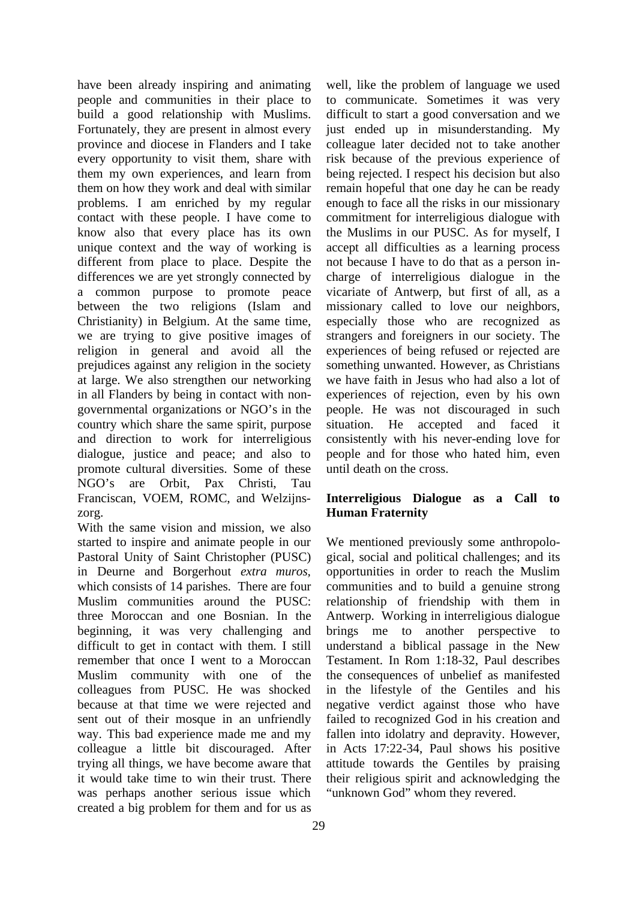have been already inspiring and animating people and communities in their place to build a good relationship with Muslims. Fortunately, they are present in almost every province and diocese in Flanders and I take every opportunity to visit them, share with them my own experiences, and learn from them on how they work and deal with similar problems. I am enriched by my regular contact with these people. I have come to know also that every place has its own unique context and the way of working is different from place to place. Despite the differences we are yet strongly connected by a common purpose to promote peace between the two religions (Islam and Christianity) in Belgium. At the same time, we are trying to give positive images of religion in general and avoid all the prejudices against any religion in the society at large. We also strengthen our networking in all Flanders by being in contact with non-governmental organizations or NGO's in the country which share the same spirit, purpose and direction to work for interreligious dialogue, justice and peace; and also to promote cultural diversities. Some of these NGO's are Orbit, Pax Christi, Tau Franciscan, VOEM, ROMC, and Welzijnszorg.

With the same vision and mission, we also started to inspire and animate people in our Pastoral Unity of Saint Christopher (PUSC) in Deurne and Borgerhout *extra muros,* which consists of 14 parishes. There are four Muslim communities around the PUSC: three Moroccan and one Bosnian. In the beginning, it was very challenging and difficult to get in contact with them. I still remember that once I went to a Moroccan Muslim community with one of the colleagues from PUSC. He was shocked because at that time we were rejected and sent out of their mosque in an unfriendly way. This bad experience made me and my colleague a little bit discouraged. After trying all things, we have become aware that it would take time to win their trust. There was perhaps another serious issue which created a big problem for them and for us as well, like the problem of language we used to communicate. Sometimes it was very difficult to start a good conversation and we just ended up in misunderstanding. My colleague later decided not to take another risk because of the previous experience of being rejected. I respect his decision but also remain hopeful that one day he can be ready enough to face all the risks in our missionary commitment for interreligious dialogue with the Muslims in our PUSC. As for myself, I accept all difficulties as a learning process not because I have to do that as a person in-charge of interreligious dialogue in the vicariate of Antwerp, but first of all, as a missionary called to love our neighbors, especially those who are recognized as strangers and foreigners in our society. The experiences of being refused or rejected are something unwanted. However, as Christians we have faith in Jesus who had also a lot of experiences of rejection, even by his own people. He was not discouraged in such situation. He accepted and faced it consistently with his never-ending love for people and for those who hated him, even until death on the cross.

## Interreligious Dialogue as a Call to Human Fraternity

We mentioned previously some anthropological, social and political challenges; and its opportunities in order to reach the Muslim communities and to build a genuine strong relationship of friendship with them in Antwerp. Working in interreligious dialogue brings me to another perspective to understand a biblical passage in the New Testament. In Rom 1:18-32, Paul describes the consequences of unbelief as manifested in the lifestyle of the Gentiles and his negative verdict against those who have failed to recognized God in his creation and fallen into idolatry and depravity. However, in Acts 17:22-34, Paul shows his positive attitude towards the Gentiles by praising their religious spirit and acknowledging the "unknown God" whom they revered.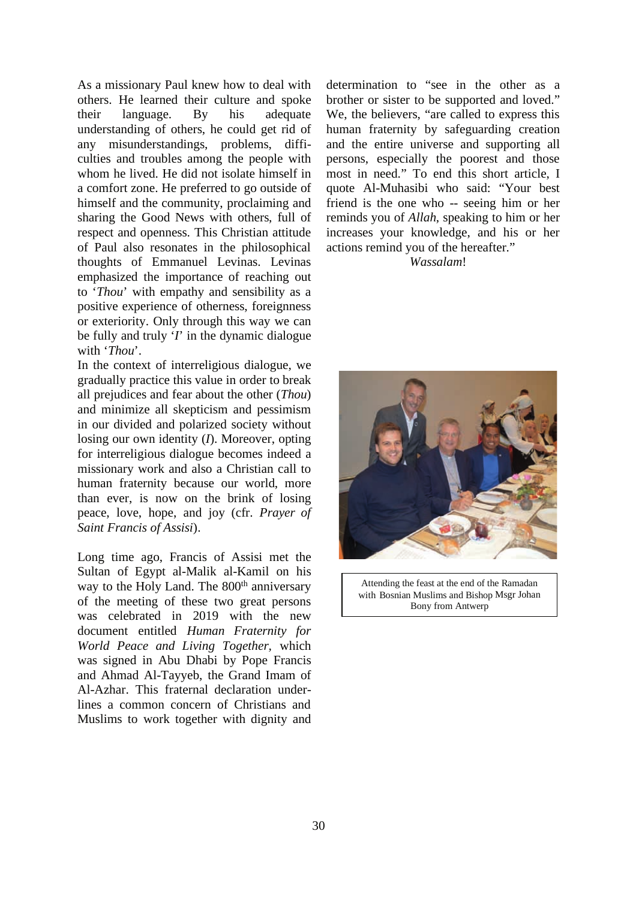As a missionary Paul knew how to deal with others. He learned their culture and spoke their language. By his adequate understanding of others, he could get rid of any misunderstandings, problems, difficulties and troubles among the people with whom he lived. He did not isolate himself in a comfort zone. He preferred to go outside of himself and the community, proclaiming and sharing the Good News with others, full of respect and openness. This Christian attitude of Paul also resonates in the philosophical thoughts of Emmanuel Levinas. Levinas emphasized the importance of reaching out to '*Thou*' with empathy and sensibility as a positive experience of otherness, foreignness or exteriority. Only through this way we can be fully and truly '*I*' in the dynamic dialogue with '*Thou*'.

In the context of interreligious dialogue, we gradually practice this value in order to break all prejudices and fear about the other (*Thou*) and minimize all skepticism and pessimism in our divided and polarized society without losing our own identity (*I*). Moreover, opting for interreligious dialogue becomes indeed a missionary work and also a Christian call to human fraternity because our world, more than ever, is now on the brink of losing peace, love, hope, and joy (cfr. *Prayer of Saint Francis of Assisi*).

Long time ago, Francis of Assisi met the Sultan of Egypt al-Malik al-Kamil on his way to the Holy Land. The 800th anniversary of the meeting of these two great persons was celebrated in 2019 with the new document entitled *Human Fraternity for World Peace and Living Together*, which was signed in Abu Dhabi by Pope Francis and Ahmad Al-Tayyeb, the Grand Imam of Al-Azhar. This fraternal declaration underlines a common concern of Christians and Muslims to work together with dignity and determination to "see in the other as a brother or sister to be supported and loved." We, the believers, "are called to express this human fraternity by safeguarding creation and the entire universe and supporting all persons, especially the poorest and those most in need." To end this short article, I quote Al-Muhasibi who said: "Your best friend is the one who -- seeing him or her reminds you of *Allah*, speaking to him or her increases your knowledge, and his or her actions remind you of the hereafter."

*Wassalam*!

Attending the feast at the end of the Ramadan with Bosnian Muslims and Bishop Msgr Johan Bony from Antwerp